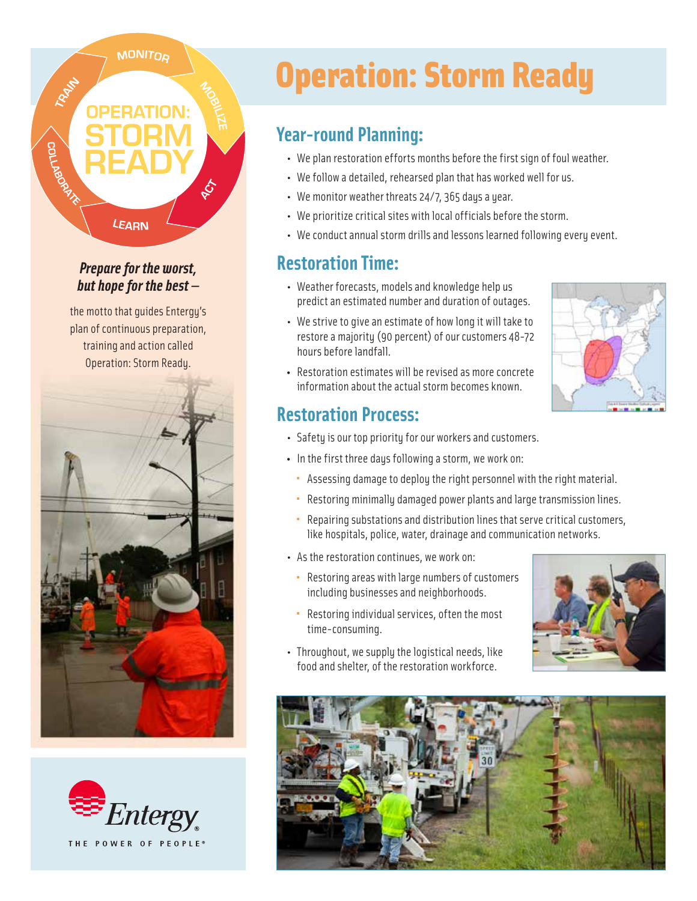# Operation: Storm Ready

OPERATION: STORM READY

MONITOR · MOBILIZE · ACT · LEARN · COLLABORATE · TRAIN

***Prepare for the worst, but hope for the best –***

the motto that guides Entergy's plan of continuous preparation, training and action called Operation: Storm Ready.

## Year-round Planning:

- We plan restoration efforts months before the first sign of foul weather.
- We follow a detailed, rehearsed plan that has worked well for us.
- We monitor weather threats 24/7, 365 days a year.
- We prioritize critical sites with local officials before the storm.
- We conduct annual storm drills and lessons learned following every event.

## Restoration Time:

- Weather forecasts, models and knowledge help us predict an estimated number and duration of outages.
- We strive to give an estimate of how long it will take to restore a majority (90 percent) of our customers 48-72 hours before landfall.
- Restoration estimates will be revised as more concrete information about the actual storm becomes known.

## Restoration Process:

- Safety is our top priority for our workers and customers.
- In the first three days following a storm, we work on:
  - Assessing damage to deploy the right personnel with the right material.
  - Restoring minimally damaged power plants and large transmission lines.
  - Repairing substations and distribution lines that serve critical customers, like hospitals, police, water, drainage and communication networks.
- As the restoration continues, we work on:
  - Restoring areas with large numbers of customers including businesses and neighborhoods.
  - Restoring individual services, often the most time-consuming.
- Throughout, we supply the logistical needs, like food and shelter, of the restoration workforce.

Entergy

THE POWER OF PEOPLE®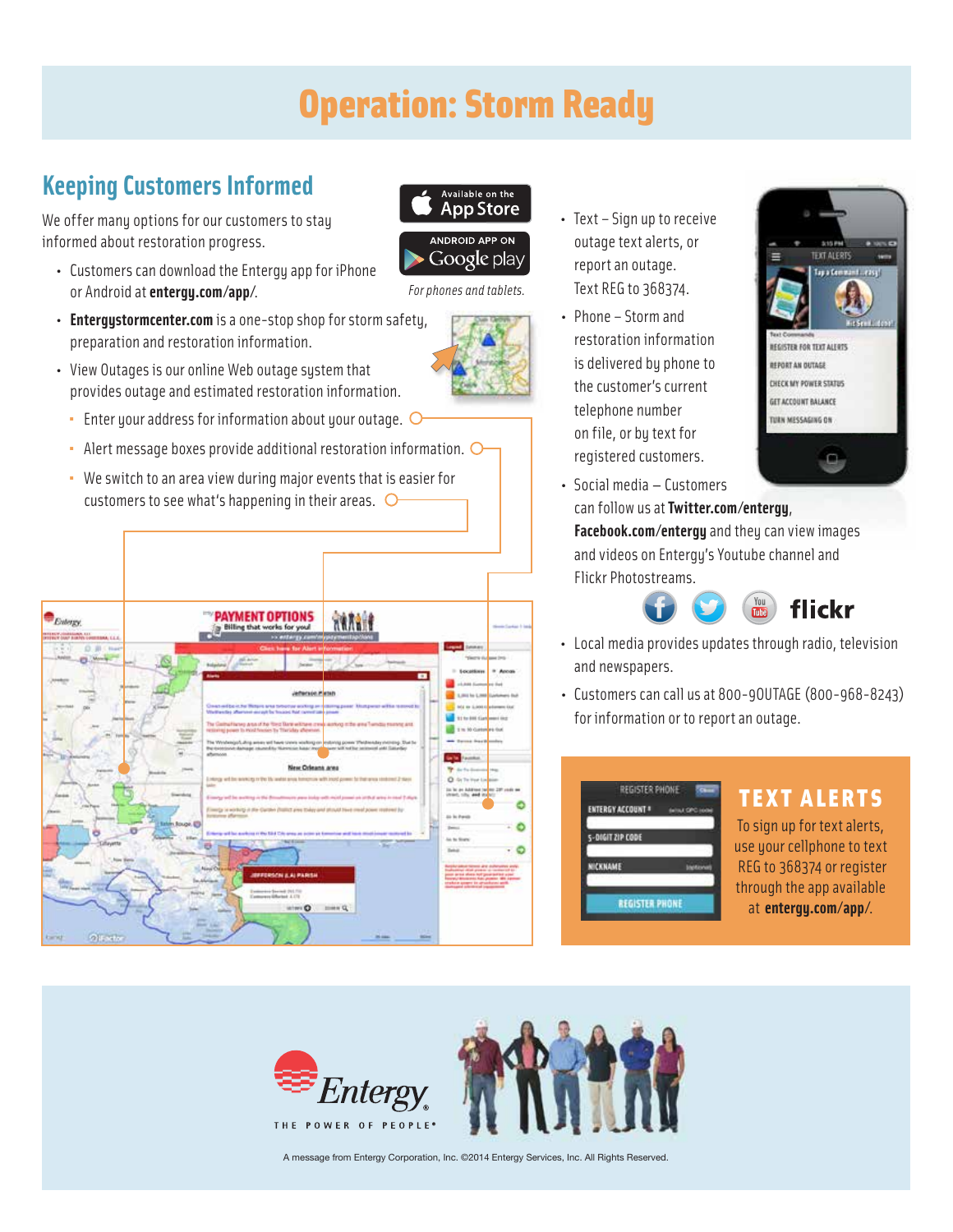# Operation: Storm Ready

## Keeping Customers Informed

We offer many options for our customers to stay informed about restoration progress.

- Customers can download the Entergy app for iPhone or Android at **entergy.com/app/**.
- **Entergystormcenter.com** is a one-stop shop for storm safety, preparation and restoration information.
- View Outages is our online Web outage system that provides outage and estimated restoration information.
  - Enter your address for information about your outage.
  - Alert message boxes provide additional restoration information.
  - We switch to an area view during major events that is easier for customers to see what's happening in their areas.

Available on the App Store

ANDROID APP ON Google play

*For phones and tablets.*

- Text – Sign up to receive outage text alerts, or report an outage. Text REG to 368374.
- Phone – Storm and restoration information is delivered by phone to the customer's current telephone number on file, or by text for registered customers.
- Social media – Customers can follow us at **Twitter.com/entergy**, **Facebook.com/entergy** and they can view images and videos on Entergy's Youtube channel and Flickr Photostreams.
- Local media provides updates through radio, television and newspapers.
- Customers can call us at 800-9OUTAGE (800-968-8243) for information or to report an outage.

## TEXT ALERTS

To sign up for text alerts, use your cellphone to text REG to 368374 or register through the app available at **entergy.com/app/**.

Entergy®

THE POWER OF PEOPLE®

A message from Entergy Corporation, Inc. ©2014 Entergy Services, Inc. All Rights Reserved.